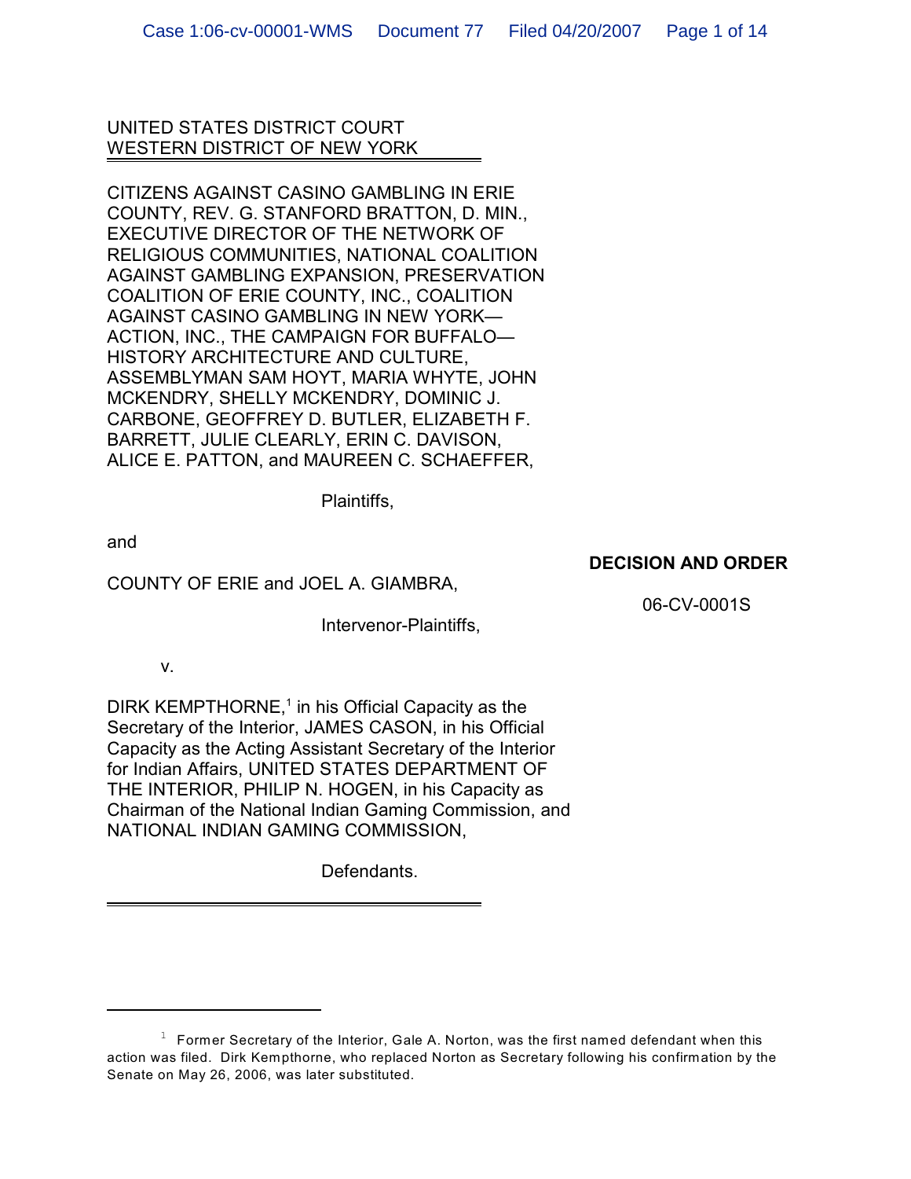UNITED STATES DISTRICT COURT
WESTERN DISTRICT OF NEW YORK

CITIZENS AGAINST CASINO GAMBLING IN ERIE COUNTY, REV. G. STANFORD BRATTON, D. MIN., EXECUTIVE DIRECTOR OF THE NETWORK OF RELIGIOUS COMMUNITIES, NATIONAL COALITION AGAINST GAMBLING EXPANSION, PRESERVATION COALITION OF ERIE COUNTY, INC., COALITION AGAINST CASINO GAMBLING IN NEW YORK—ACTION, INC., THE CAMPAIGN FOR BUFFALO—HISTORY ARCHITECTURE AND CULTURE, ASSEMBLYMAN SAM HOYT, MARIA WHYTE, JOHN MCKENDRY, SHELLY MCKENDRY, DOMINIC J. CARBONE, GEOFFREY D. BUTLER, ELIZABETH F. BARRETT, JULIE CLEARLY, ERIN C. DAVISON, ALICE E. PATTON, and MAUREEN C. SCHAEFFER,

Plaintiffs,

and

COUNTY OF ERIE and JOEL A. GIAMBRA,

Intervenor-Plaintiffs,

v.

DIRK KEMPTHORNE,[1] in his Official Capacity as the Secretary of the Interior, JAMES CASON, in his Official Capacity as the Acting Assistant Secretary of the Interior for Indian Affairs, UNITED STATES DEPARTMENT OF THE INTERIOR, PHILIP N. HOGEN, in his Capacity as Chairman of the National Indian Gaming Commission, and NATIONAL INDIAN GAMING COMMISSION,

Defendants.

**DECISION AND ORDER**

06-CV-0001S

[1] Former Secretary of the Interior, Gale A. Norton, was the first named defendant when this action was filed. Dirk Kempthorne, who replaced Norton as Secretary following his confirmation by the Senate on May 26, 2006, was later substituted.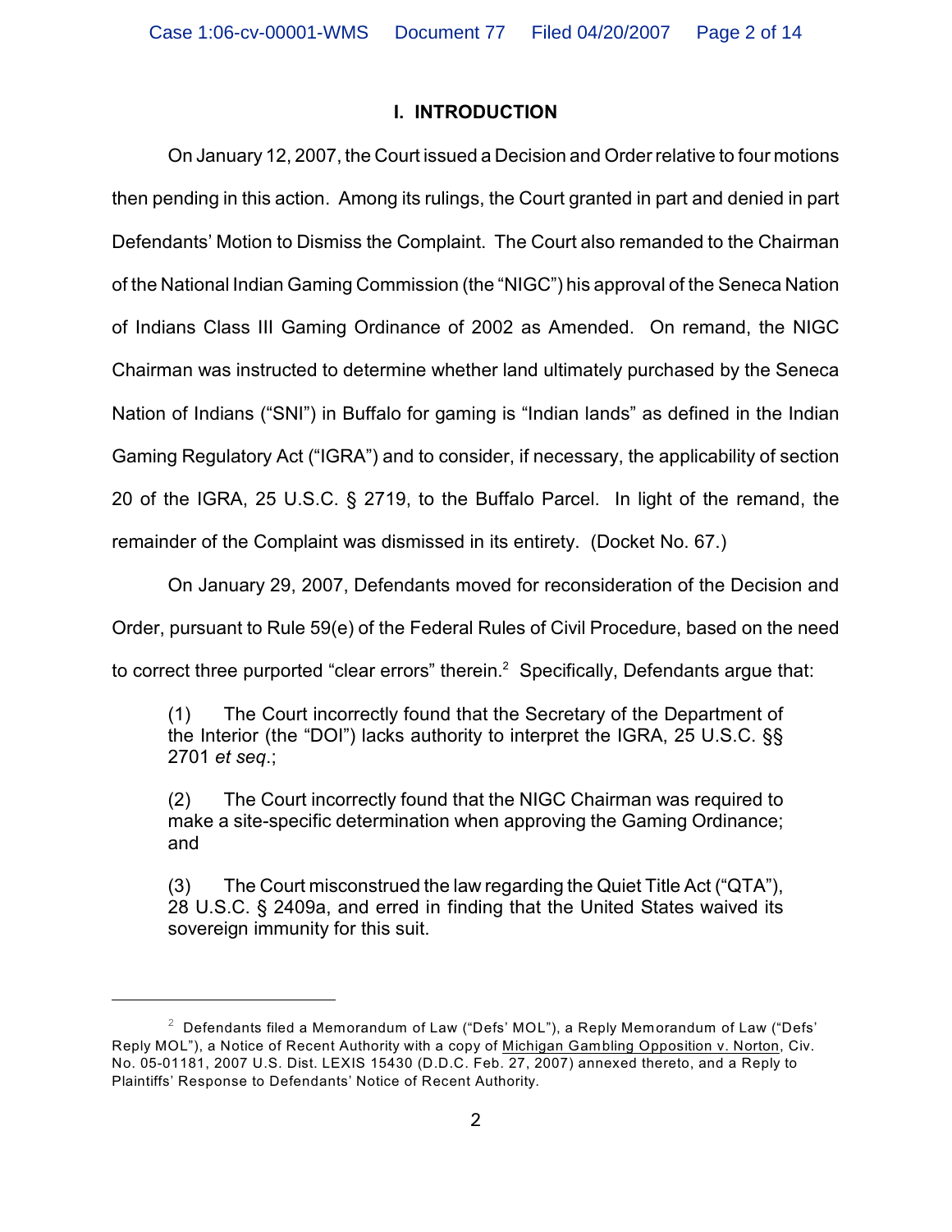## I. INTRODUCTION

On January 12, 2007, the Court issued a Decision and Order relative to four motions then pending in this action. Among its rulings, the Court granted in part and denied in part Defendants' Motion to Dismiss the Complaint. The Court also remanded to the Chairman of the National Indian Gaming Commission (the "NIGC") his approval of the Seneca Nation of Indians Class III Gaming Ordinance of 2002 as Amended. On remand, the NIGC Chairman was instructed to determine whether land ultimately purchased by the Seneca Nation of Indians ("SNI") in Buffalo for gaming is "Indian lands" as defined in the Indian Gaming Regulatory Act ("IGRA") and to consider, if necessary, the applicability of section 20 of the IGRA, 25 U.S.C. § 2719, to the Buffalo Parcel. In light of the remand, the remainder of the Complaint was dismissed in its entirety. (Docket No. 67.)

On January 29, 2007, Defendants moved for reconsideration of the Decision and Order, pursuant to Rule 59(e) of the Federal Rules of Civil Procedure, based on the need to correct three purported "clear errors" therein.[2] Specifically, Defendants argue that:

> (1) The Court incorrectly found that the Secretary of the Department of the Interior (the "DOI") lacks authority to interpret the IGRA, 25 U.S.C. §§ 2701 *et seq.*;
>
> (2) The Court incorrectly found that the NIGC Chairman was required to make a site-specific determination when approving the Gaming Ordinance; and
>
> (3) The Court misconstrued the law regarding the Quiet Title Act ("QTA"), 28 U.S.C. § 2409a, and erred in finding that the United States waived its sovereign immunity for this suit.

---

[2] Defendants filed a Memorandum of Law ("Defs' MOL"), a Reply Memorandum of Law ("Defs' Reply MOL"), a Notice of Recent Authority with a copy of Michigan Gambling Opposition v. Norton, Civ. No. 05-01181, 2007 U.S. Dist. LEXIS 15430 (D.D.C. Feb. 27, 2007) annexed thereto, and a Reply to Plaintiffs' Response to Defendants' Notice of Recent Authority.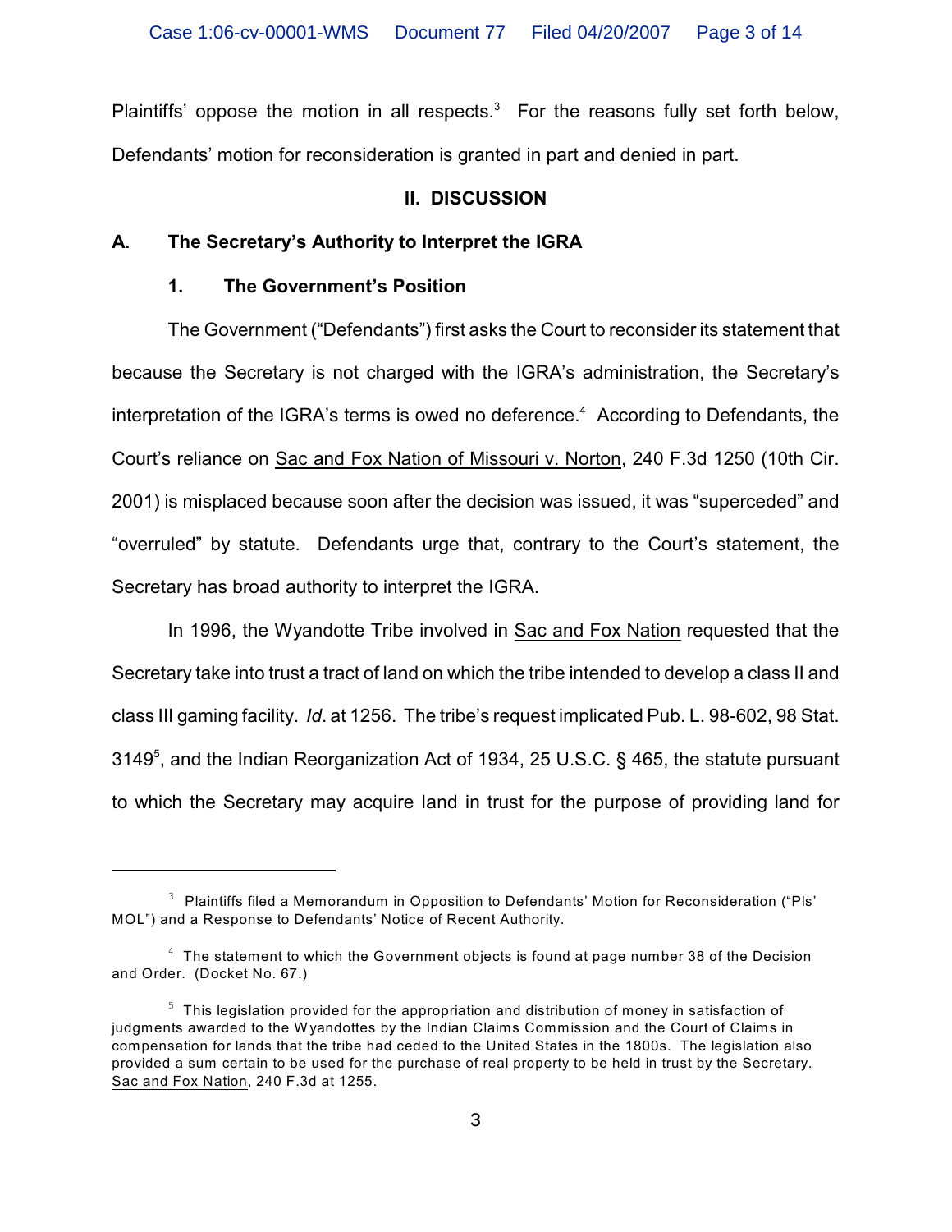Plaintiffs' oppose the motion in all respects.[3] For the reasons fully set forth below, Defendants' motion for reconsideration is granted in part and denied in part.

## II. DISCUSSION

### A. The Secretary's Authority to Interpret the IGRA

#### 1. The Government's Position

The Government ("Defendants") first asks the Court to reconsider its statement that because the Secretary is not charged with the IGRA's administration, the Secretary's interpretation of the IGRA's terms is owed no deference.[4] According to Defendants, the Court's reliance on Sac and Fox Nation of Missouri v. Norton, 240 F.3d 1250 (10th Cir. 2001) is misplaced because soon after the decision was issued, it was "superceded" and "overruled" by statute. Defendants urge that, contrary to the Court's statement, the Secretary has broad authority to interpret the IGRA.

In 1996, the Wyandotte Tribe involved in Sac and Fox Nation requested that the Secretary take into trust a tract of land on which the tribe intended to develop a class II and class III gaming facility. *Id*. at 1256. The tribe's request implicated Pub. L. 98-602, 98 Stat. 3149[5], and the Indian Reorganization Act of 1934, 25 U.S.C. § 465, the statute pursuant to which the Secretary may acquire land in trust for the purpose of providing land for

---

[3] Plaintiffs filed a Memorandum in Opposition to Defendants' Motion for Reconsideration ("Pls' MOL") and a Response to Defendants' Notice of Recent Authority.

[4] The statement to which the Government objects is found at page number 38 of the Decision and Order. (Docket No. 67.)

[5] This legislation provided for the appropriation and distribution of money in satisfaction of judgments awarded to the Wyandottes by the Indian Claims Commission and the Court of Claims in compensation for lands that the tribe had ceded to the United States in the 1800s. The legislation also provided a sum certain to be used for the purchase of real property to be held in trust by the Secretary. Sac and Fox Nation, 240 F.3d at 1255.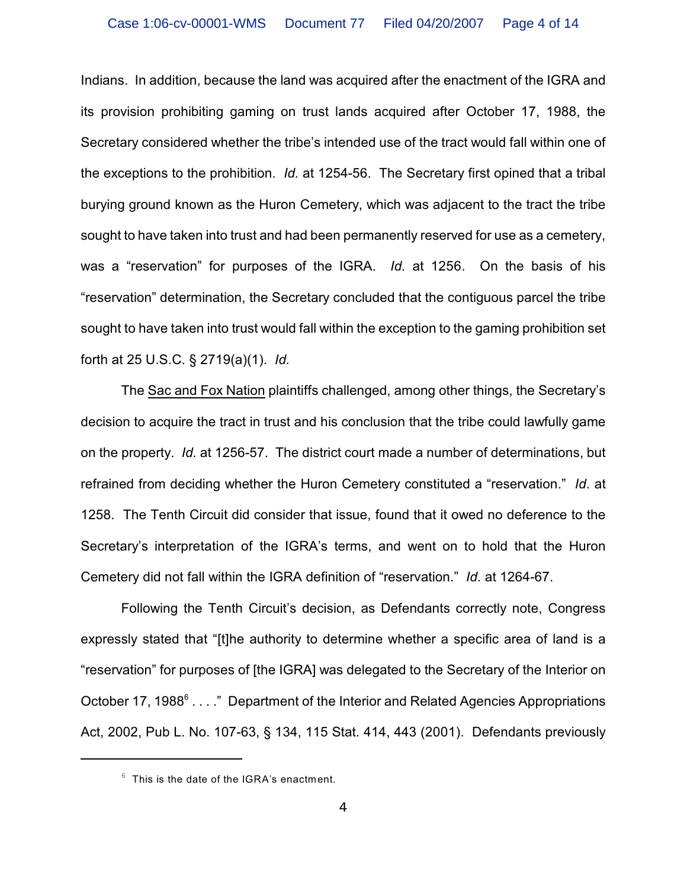Indians. In addition, because the land was acquired after the enactment of the IGRA and its provision prohibiting gaming on trust lands acquired after October 17, 1988, the Secretary considered whether the tribe's intended use of the tract would fall within one of the exceptions to the prohibition. *Id.* at 1254-56. The Secretary first opined that a tribal burying ground known as the Huron Cemetery, which was adjacent to the tract the tribe sought to have taken into trust and had been permanently reserved for use as a cemetery, was a "reservation" for purposes of the IGRA. *Id.* at 1256. On the basis of his "reservation" determination, the Secretary concluded that the contiguous parcel the tribe sought to have taken into trust would fall within the exception to the gaming prohibition set forth at 25 U.S.C. § 2719(a)(1). *Id.*

The Sac and Fox Nation plaintiffs challenged, among other things, the Secretary's decision to acquire the tract in trust and his conclusion that the tribe could lawfully game on the property. *Id.* at 1256-57. The district court made a number of determinations, but refrained from deciding whether the Huron Cemetery constituted a "reservation." *Id*. at 1258. The Tenth Circuit did consider that issue, found that it owed no deference to the Secretary's interpretation of the IGRA's terms, and went on to hold that the Huron Cemetery did not fall within the IGRA definition of "reservation." *Id*. at 1264-67.

Following the Tenth Circuit's decision, as Defendants correctly note, Congress expressly stated that "[t]he authority to determine whether a specific area of land is a "reservation" for purposes of [the IGRA] was delegated to the Secretary of the Interior on October 17, 1988[6] . . . ." Department of the Interior and Related Agencies Appropriations Act, 2002, Pub L. No. 107-63, § 134, 115 Stat. 414, 443 (2001). Defendants previously

---

[6] This is the date of the IGRA's enactment.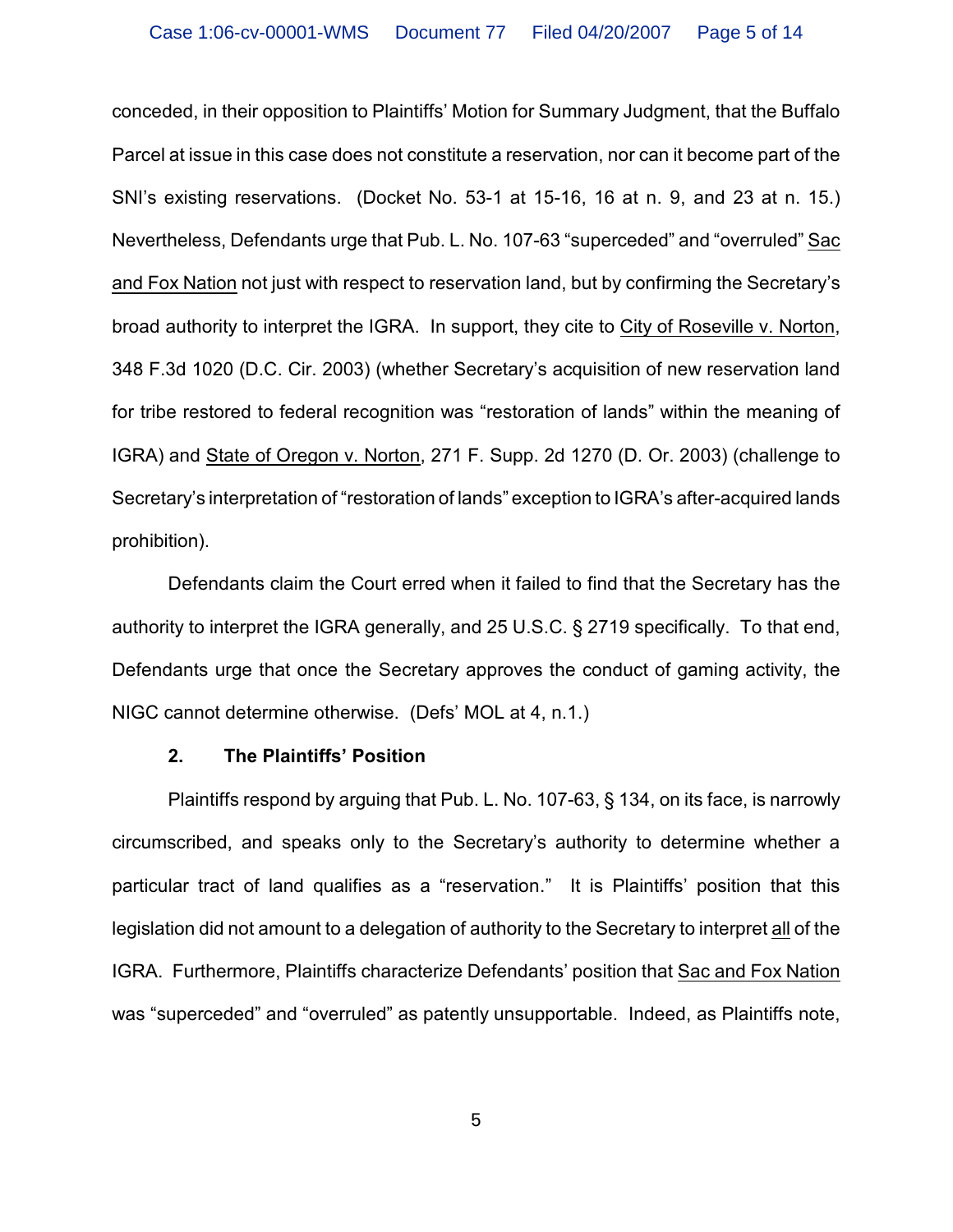conceded, in their opposition to Plaintiffs' Motion for Summary Judgment, that the Buffalo Parcel at issue in this case does not constitute a reservation, nor can it become part of the SNI's existing reservations. (Docket No. 53-1 at 15-16, 16 at n. 9, and 23 at n. 15.) Nevertheless, Defendants urge that Pub. L. No. 107-63 "superceded" and "overruled" Sac and Fox Nation not just with respect to reservation land, but by confirming the Secretary's broad authority to interpret the IGRA. In support, they cite to City of Roseville v. Norton, 348 F.3d 1020 (D.C. Cir. 2003) (whether Secretary's acquisition of new reservation land for tribe restored to federal recognition was "restoration of lands" within the meaning of IGRA) and State of Oregon v. Norton, 271 F. Supp. 2d 1270 (D. Or. 2003) (challenge to Secretary's interpretation of "restoration of lands" exception to IGRA's after-acquired lands prohibition).

Defendants claim the Court erred when it failed to find that the Secretary has the authority to interpret the IGRA generally, and 25 U.S.C. § 2719 specifically. To that end, Defendants urge that once the Secretary approves the conduct of gaming activity, the NIGC cannot determine otherwise. (Defs' MOL at 4, n.1.)

**2. The Plaintiffs' Position**

Plaintiffs respond by arguing that Pub. L. No. 107-63, § 134, on its face, is narrowly circumscribed, and speaks only to the Secretary's authority to determine whether a particular tract of land qualifies as a "reservation." It is Plaintiffs' position that this legislation did not amount to a delegation of authority to the Secretary to interpret all of the IGRA. Furthermore, Plaintiffs characterize Defendants' position that Sac and Fox Nation was "superceded" and "overruled" as patently unsupportable. Indeed, as Plaintiffs note,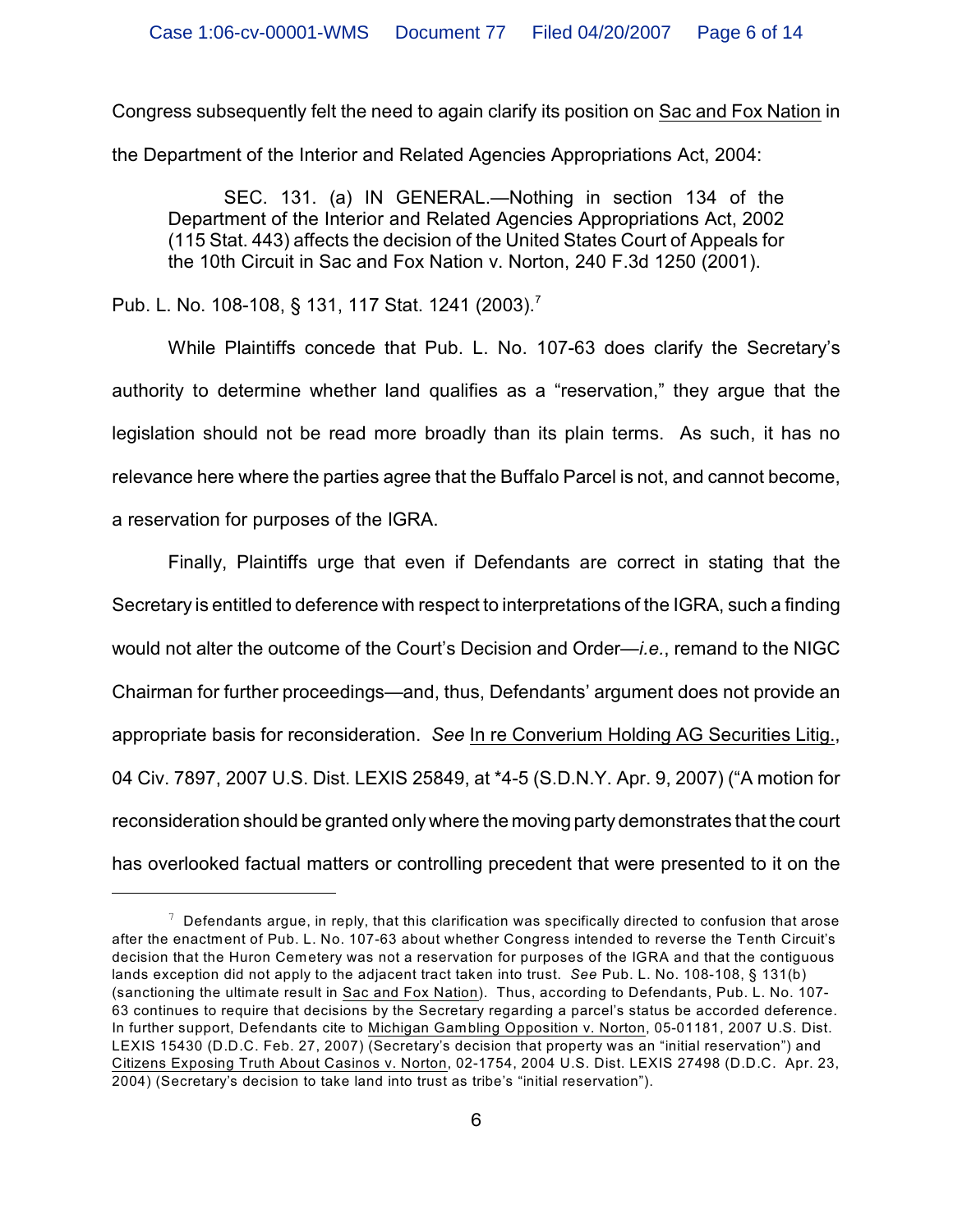Congress subsequently felt the need to again clarify its position on Sac and Fox Nation in the Department of the Interior and Related Agencies Appropriations Act, 2004:

> SEC. 131. (a) IN GENERAL.—Nothing in section 134 of the Department of the Interior and Related Agencies Appropriations Act, 2002 (115 Stat. 443) affects the decision of the United States Court of Appeals for the 10th Circuit in Sac and Fox Nation v. Norton, 240 F.3d 1250 (2001).

Pub. L. No. 108-108, § 131, 117 Stat. 1241 (2003).[7]

While Plaintiffs concede that Pub. L. No. 107-63 does clarify the Secretary's authority to determine whether land qualifies as a "reservation," they argue that the legislation should not be read more broadly than its plain terms. As such, it has no relevance here where the parties agree that the Buffalo Parcel is not, and cannot become, a reservation for purposes of the IGRA.

Finally, Plaintiffs urge that even if Defendants are correct in stating that the Secretary is entitled to deference with respect to interpretations of the IGRA, such a finding would not alter the outcome of the Court's Decision and Order—*i.e.*, remand to the NIGC Chairman for further proceedings—and, thus, Defendants' argument does not provide an appropriate basis for reconsideration. *See* In re Converium Holding AG Securities Litig., 04 Civ. 7897, 2007 U.S. Dist. LEXIS 25849, at *4-5 (S.D.N.Y. Apr. 9, 2007) ("A motion for reconsideration should be granted only where the moving party demonstrates that the court has overlooked factual matters or controlling precedent that were presented to it on the

---

[7] Defendants argue, in reply, that this clarification was specifically directed to confusion that arose after the enactment of Pub. L. No. 107-63 about whether Congress intended to reverse the Tenth Circuit's decision that the Huron Cemetery was not a reservation for purposes of the IGRA and that the contiguous lands exception did not apply to the adjacent tract taken into trust. *See* Pub. L. No. 108-108, § 131(b) (sanctioning the ultimate result in Sac and Fox Nation). Thus, according to Defendants, Pub. L. No. 107-63 continues to require that decisions by the Secretary regarding a parcel's status be accorded deference. In further support, Defendants cite to Michigan Gambling Opposition v. Norton, 05-01181, 2007 U.S. Dist. LEXIS 15430 (D.D.C. Feb. 27, 2007) (Secretary's decision that property was an "initial reservation") and Citizens Exposing Truth About Casinos v. Norton, 02-1754, 2004 U.S. Dist. LEXIS 27498 (D.D.C. Apr. 23, 2004) (Secretary's decision to take land into trust as tribe's "initial reservation").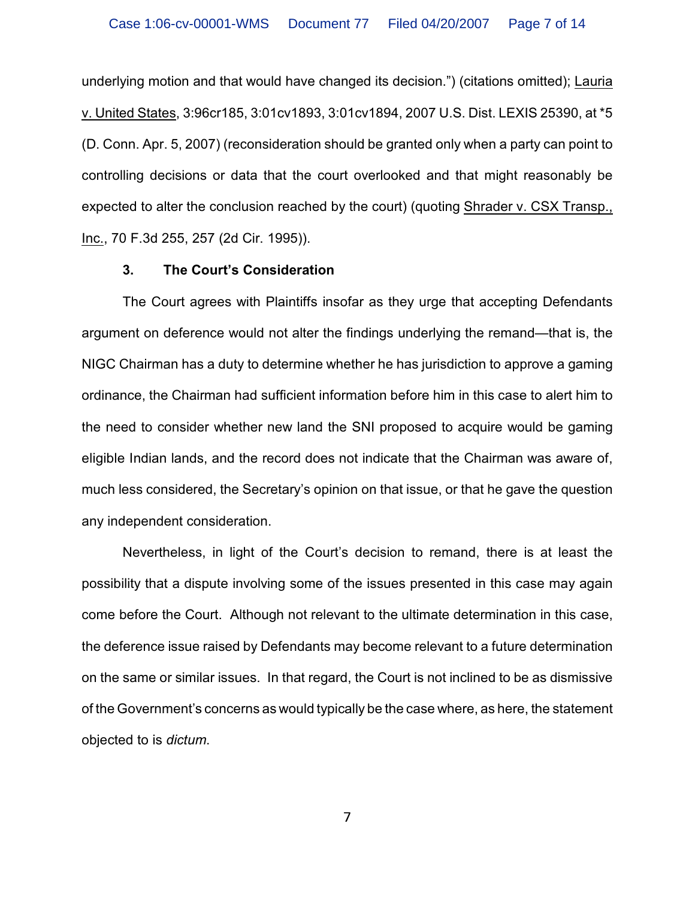underlying motion and that would have changed its decision.") (citations omitted); Lauria v. United States, 3:96cr185, 3:01cv1893, 3:01cv1894, 2007 U.S. Dist. LEXIS 25390, at *5 (D. Conn. Apr. 5, 2007) (reconsideration should be granted only when a party can point to controlling decisions or data that the court overlooked and that might reasonably be expected to alter the conclusion reached by the court) (quoting Shrader v. CSX Transp., Inc., 70 F.3d 255, 257 (2d Cir. 1995)).

### 3. The Court's Consideration

The Court agrees with Plaintiffs insofar as they urge that accepting Defendants argument on deference would not alter the findings underlying the remand—that is, the NIGC Chairman has a duty to determine whether he has jurisdiction to approve a gaming ordinance, the Chairman had sufficient information before him in this case to alert him to the need to consider whether new land the SNI proposed to acquire would be gaming eligible Indian lands, and the record does not indicate that the Chairman was aware of, much less considered, the Secretary's opinion on that issue, or that he gave the question any independent consideration.

Nevertheless, in light of the Court's decision to remand, there is at least the possibility that a dispute involving some of the issues presented in this case may again come before the Court. Although not relevant to the ultimate determination in this case, the deference issue raised by Defendants may become relevant to a future determination on the same or similar issues. In that regard, the Court is not inclined to be as dismissive of the Government's concerns as would typically be the case where, as here, the statement objected to is *dictum*.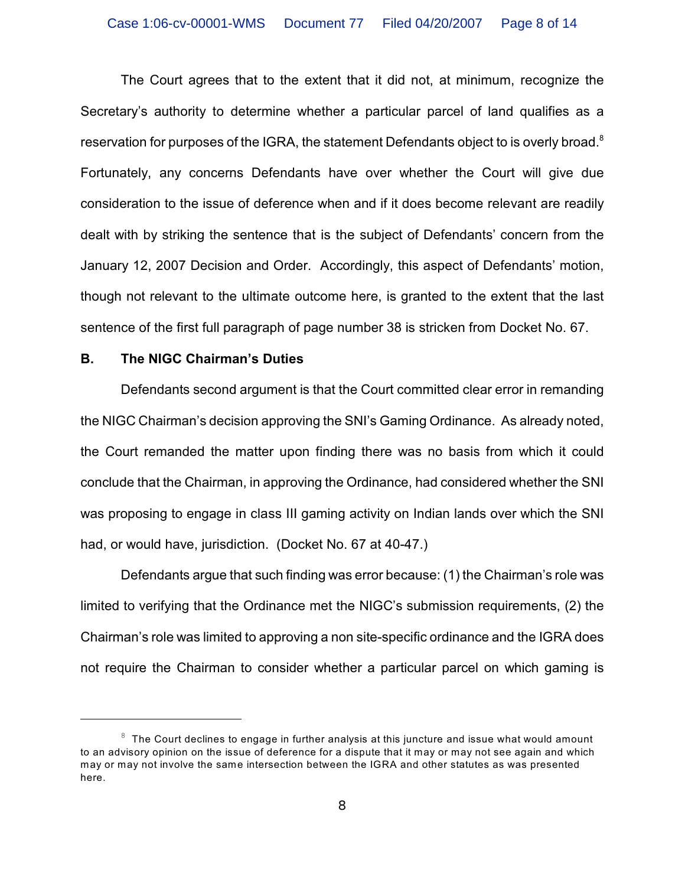The Court agrees that to the extent that it did not, at minimum, recognize the Secretary's authority to determine whether a particular parcel of land qualifies as a reservation for purposes of the IGRA, the statement Defendants object to is overly broad.[8] Fortunately, any concerns Defendants have over whether the Court will give due consideration to the issue of deference when and if it does become relevant are readily dealt with by striking the sentence that is the subject of Defendants' concern from the January 12, 2007 Decision and Order. Accordingly, this aspect of Defendants' motion, though not relevant to the ultimate outcome here, is granted to the extent that the last sentence of the first full paragraph of page number 38 is stricken from Docket No. 67.

**B. The NIGC Chairman's Duties**

Defendants second argument is that the Court committed clear error in remanding the NIGC Chairman's decision approving the SNI's Gaming Ordinance. As already noted, the Court remanded the matter upon finding there was no basis from which it could conclude that the Chairman, in approving the Ordinance, had considered whether the SNI was proposing to engage in class III gaming activity on Indian lands over which the SNI had, or would have, jurisdiction. (Docket No. 67 at 40-47.)

Defendants argue that such finding was error because: (1) the Chairman's role was limited to verifying that the Ordinance met the NIGC's submission requirements, (2) the Chairman's role was limited to approving a non site-specific ordinance and the IGRA does not require the Chairman to consider whether a particular parcel on which gaming is

---

[8] The Court declines to engage in further analysis at this juncture and issue what would amount to an advisory opinion on the issue of deference for a dispute that it may or may not see again and which may or may not involve the same intersection between the IGRA and other statutes as was presented here.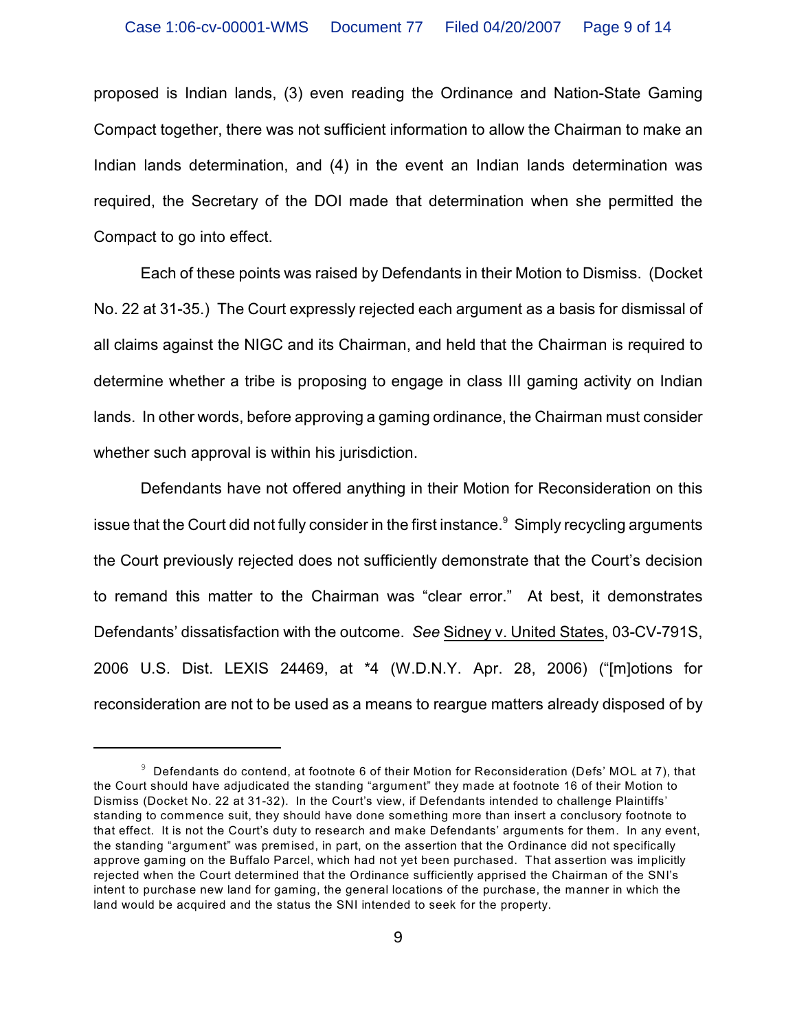proposed is Indian lands, (3) even reading the Ordinance and Nation-State Gaming Compact together, there was not sufficient information to allow the Chairman to make an Indian lands determination, and (4) in the event an Indian lands determination was required, the Secretary of the DOI made that determination when she permitted the Compact to go into effect.

Each of these points was raised by Defendants in their Motion to Dismiss. (Docket No. 22 at 31-35.) The Court expressly rejected each argument as a basis for dismissal of all claims against the NIGC and its Chairman, and held that the Chairman is required to determine whether a tribe is proposing to engage in class III gaming activity on Indian lands. In other words, before approving a gaming ordinance, the Chairman must consider whether such approval is within his jurisdiction.

Defendants have not offered anything in their Motion for Reconsideration on this issue that the Court did not fully consider in the first instance.[9] Simply recycling arguments the Court previously rejected does not sufficiently demonstrate that the Court's decision to remand this matter to the Chairman was "clear error." At best, it demonstrates Defendants' dissatisfaction with the outcome. *See* Sidney v. United States, 03-CV-791S, 2006 U.S. Dist. LEXIS 24469, at *4 (W.D.N.Y. Apr. 28, 2006) ("[m]otions for reconsideration are not to be used as a means to reargue matters already disposed of by

---

[9] Defendants do contend, at footnote 6 of their Motion for Reconsideration (Defs' MOL at 7), that the Court should have adjudicated the standing "argument" they made at footnote 16 of their Motion to Dismiss (Docket No. 22 at 31-32). In the Court's view, if Defendants intended to challenge Plaintiffs' standing to commence suit, they should have done something more than insert a conclusory footnote to that effect. It is not the Court's duty to research and make Defendants' arguments for them. In any event, the standing "argument" was premised, in part, on the assertion that the Ordinance did not specifically approve gaming on the Buffalo Parcel, which had not yet been purchased. That assertion was implicitly rejected when the Court determined that the Ordinance sufficiently apprised the Chairman of the SNI's intent to purchase new land for gaming, the general locations of the purchase, the manner in which the land would be acquired and the status the SNI intended to seek for the property.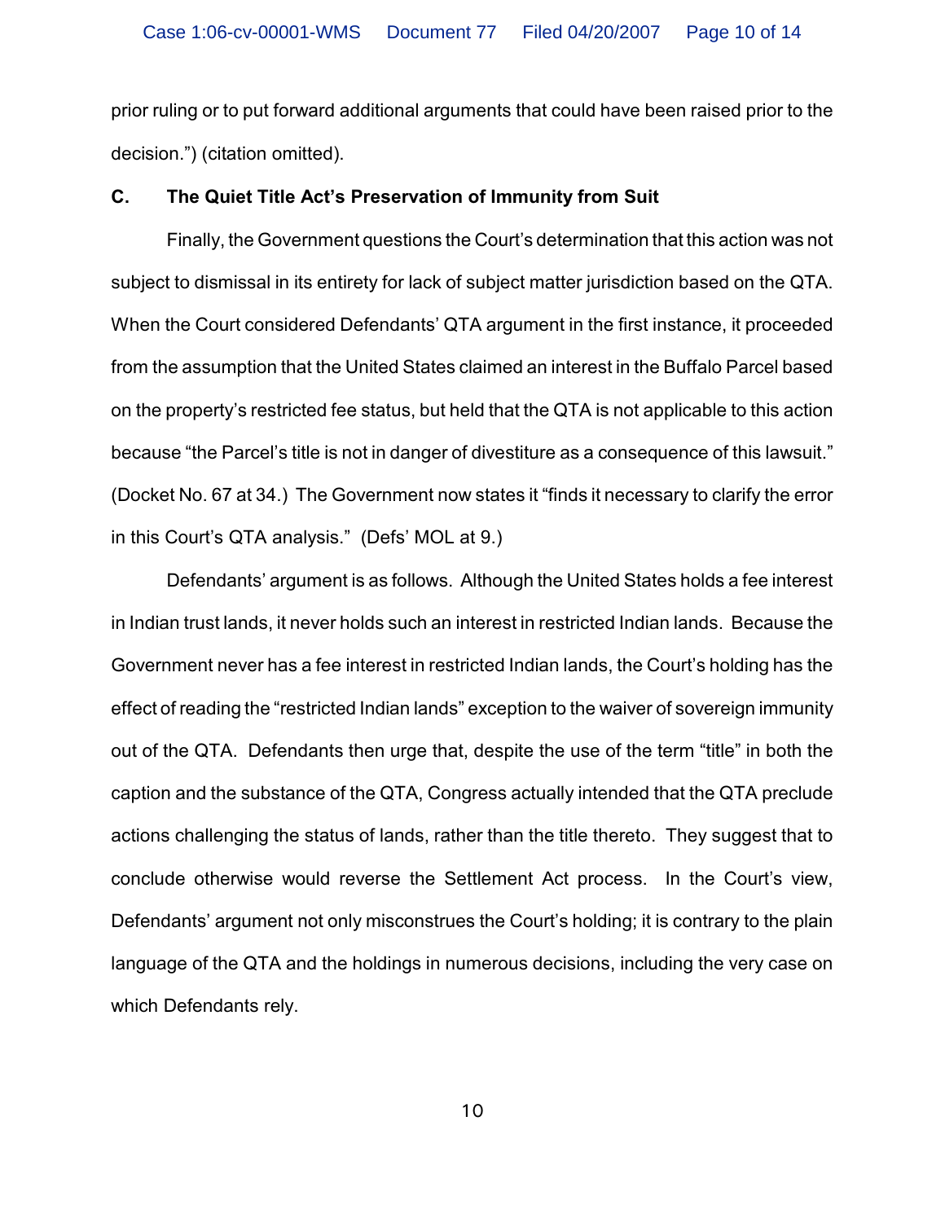prior ruling or to put forward additional arguments that could have been raised prior to the decision.") (citation omitted).

**C. The Quiet Title Act's Preservation of Immunity from Suit**

Finally, the Government questions the Court's determination that this action was not subject to dismissal in its entirety for lack of subject matter jurisdiction based on the QTA. When the Court considered Defendants' QTA argument in the first instance, it proceeded from the assumption that the United States claimed an interest in the Buffalo Parcel based on the property's restricted fee status, but held that the QTA is not applicable to this action because "the Parcel's title is not in danger of divestiture as a consequence of this lawsuit." (Docket No. 67 at 34.) The Government now states it "finds it necessary to clarify the error in this Court's QTA analysis." (Defs' MOL at 9.)

Defendants' argument is as follows. Although the United States holds a fee interest in Indian trust lands, it never holds such an interest in restricted Indian lands. Because the Government never has a fee interest in restricted Indian lands, the Court's holding has the effect of reading the "restricted Indian lands" exception to the waiver of sovereign immunity out of the QTA. Defendants then urge that, despite the use of the term "title" in both the caption and the substance of the QTA, Congress actually intended that the QTA preclude actions challenging the status of lands, rather than the title thereto. They suggest that to conclude otherwise would reverse the Settlement Act process. In the Court's view, Defendants' argument not only misconstrues the Court's holding; it is contrary to the plain language of the QTA and the holdings in numerous decisions, including the very case on which Defendants rely.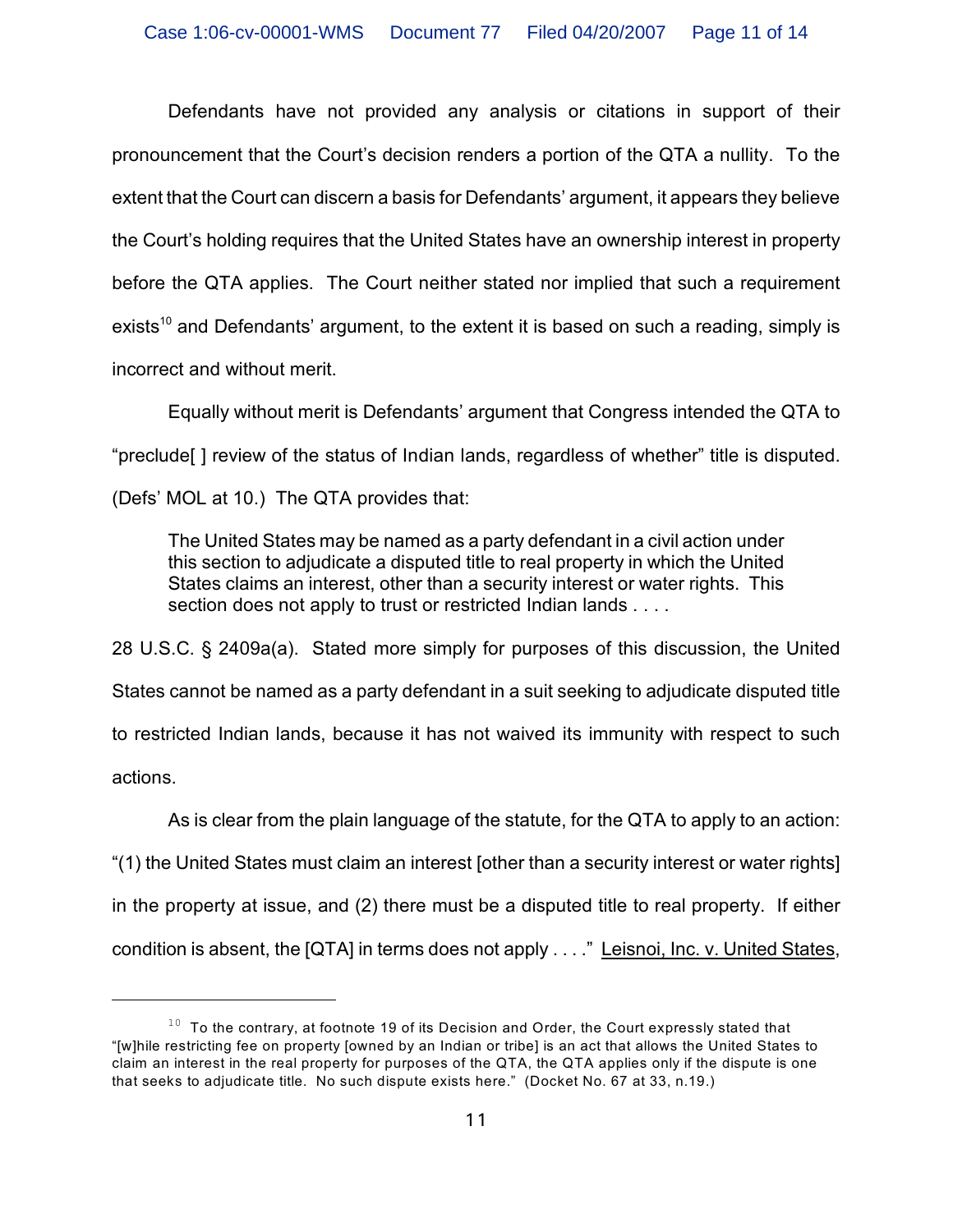Defendants have not provided any analysis or citations in support of their pronouncement that the Court's decision renders a portion of the QTA a nullity. To the extent that the Court can discern a basis for Defendants' argument, it appears they believe the Court's holding requires that the United States have an ownership interest in property before the QTA applies. The Court neither stated nor implied that such a requirement exists[10] and Defendants' argument, to the extent it is based on such a reading, simply is incorrect and without merit.

Equally without merit is Defendants' argument that Congress intended the QTA to "preclude[ ] review of the status of Indian lands, regardless of whether" title is disputed. (Defs' MOL at 10.) The QTA provides that:

> The United States may be named as a party defendant in a civil action under this section to adjudicate a disputed title to real property in which the United States claims an interest, other than a security interest or water rights. This section does not apply to trust or restricted Indian lands . . . .

28 U.S.C. § 2409a(a). Stated more simply for purposes of this discussion, the United States cannot be named as a party defendant in a suit seeking to adjudicate disputed title to restricted Indian lands, because it has not waived its immunity with respect to such actions.

As is clear from the plain language of the statute, for the QTA to apply to an action: "(1) the United States must claim an interest [other than a security interest or water rights] in the property at issue, and (2) there must be a disputed title to real property. If either condition is absent, the [QTA] in terms does not apply . . . ." Leisnoi, Inc. v. United States,

---

[10] To the contrary, at footnote 19 of its Decision and Order, the Court expressly stated that "[w]hile restricting fee on property [owned by an Indian or tribe] is an act that allows the United States to claim an interest in the real property for purposes of the QTA, the QTA applies only if the dispute is one that seeks to adjudicate title. No such dispute exists here." (Docket No. 67 at 33, n.19.)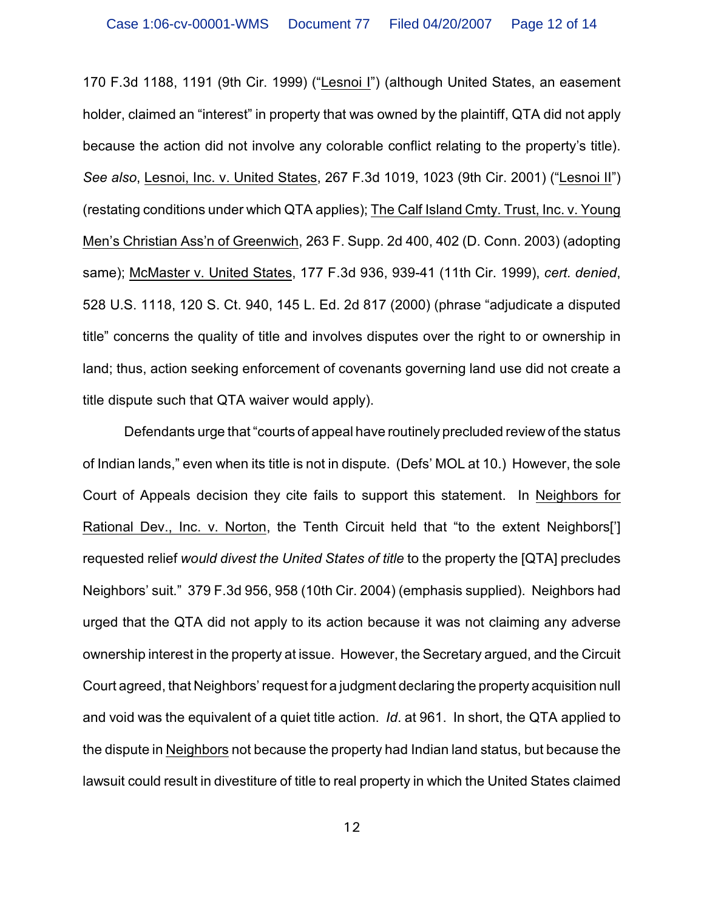170 F.3d 1188, 1191 (9th Cir. 1999) ("Lesnoi I") (although United States, an easement holder, claimed an "interest" in property that was owned by the plaintiff, QTA did not apply because the action did not involve any colorable conflict relating to the property's title). *See also*, Lesnoi, Inc. v. United States, 267 F.3d 1019, 1023 (9th Cir. 2001) ("Lesnoi II") (restating conditions under which QTA applies); The Calf Island Cmty. Trust, Inc. v. Young Men's Christian Ass'n of Greenwich, 263 F. Supp. 2d 400, 402 (D. Conn. 2003) (adopting same); McMaster v. United States, 177 F.3d 936, 939-41 (11th Cir. 1999), *cert. denied*, 528 U.S. 1118, 120 S. Ct. 940, 145 L. Ed. 2d 817 (2000) (phrase "adjudicate a disputed title" concerns the quality of title and involves disputes over the right to or ownership in land; thus, action seeking enforcement of covenants governing land use did not create a title dispute such that QTA waiver would apply).

Defendants urge that "courts of appeal have routinely precluded review of the status of Indian lands," even when its title is not in dispute. (Defs' MOL at 10.) However, the sole Court of Appeals decision they cite fails to support this statement. In Neighbors for Rational Dev., Inc. v. Norton, the Tenth Circuit held that "to the extent Neighbors['] requested relief *would divest the United States of title* to the property the [QTA] precludes Neighbors' suit." 379 F.3d 956, 958 (10th Cir. 2004) (emphasis supplied). Neighbors had urged that the QTA did not apply to its action because it was not claiming any adverse ownership interest in the property at issue. However, the Secretary argued, and the Circuit Court agreed, that Neighbors' request for a judgment declaring the property acquisition null and void was the equivalent of a quiet title action. *Id*. at 961. In short, the QTA applied to the dispute in Neighbors not because the property had Indian land status, but because the lawsuit could result in divestiture of title to real property in which the United States claimed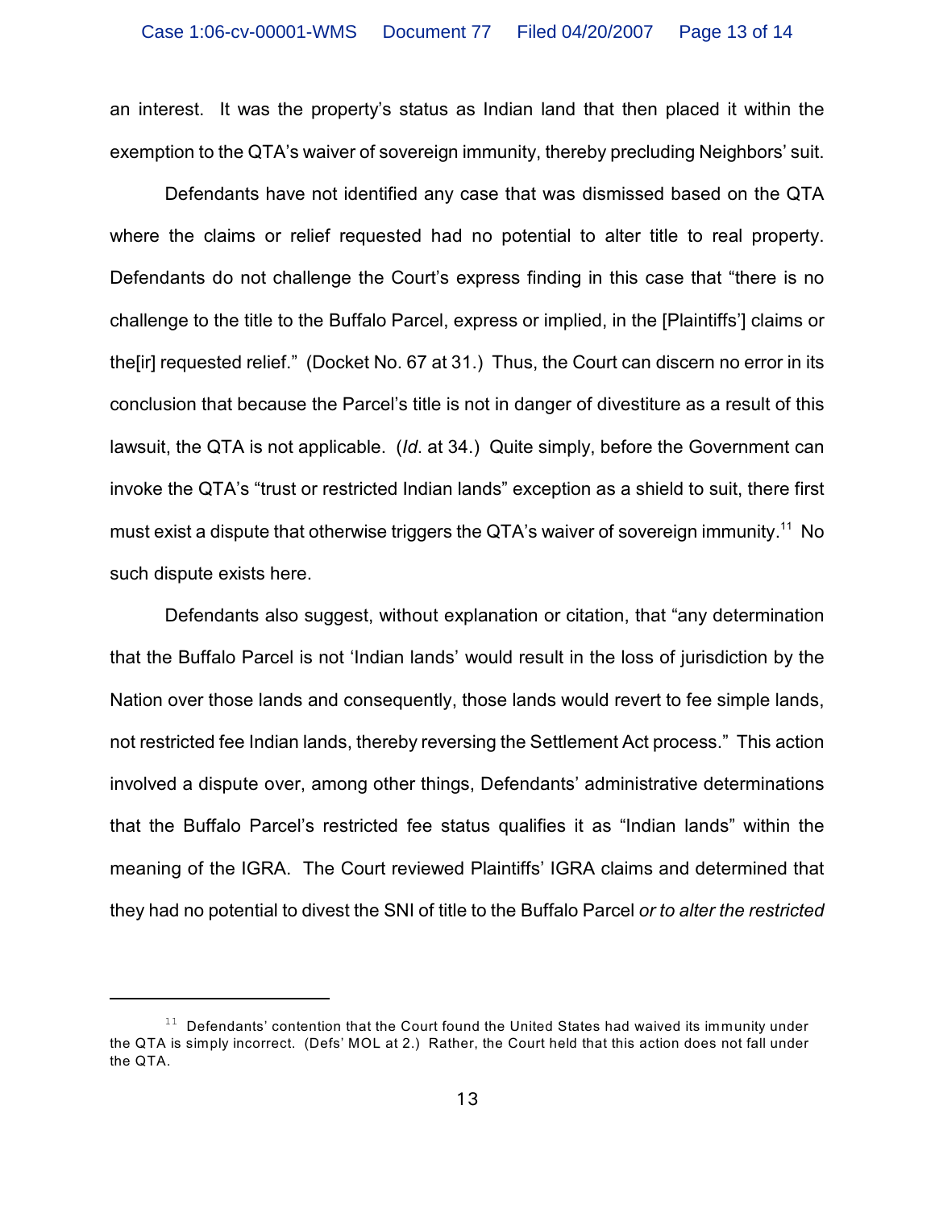an interest. It was the property's status as Indian land that then placed it within the exemption to the QTA's waiver of sovereign immunity, thereby precluding Neighbors' suit.

Defendants have not identified any case that was dismissed based on the QTA where the claims or relief requested had no potential to alter title to real property. Defendants do not challenge the Court's express finding in this case that "there is no challenge to the title to the Buffalo Parcel, express or implied, in the [Plaintiffs'] claims or the[ir] requested relief." (Docket No. 67 at 31.) Thus, the Court can discern no error in its conclusion that because the Parcel's title is not in danger of divestiture as a result of this lawsuit, the QTA is not applicable. (*Id*. at 34.) Quite simply, before the Government can invoke the QTA's "trust or restricted Indian lands" exception as a shield to suit, there first must exist a dispute that otherwise triggers the QTA's waiver of sovereign immunity.[11] No such dispute exists here.

Defendants also suggest, without explanation or citation, that "any determination that the Buffalo Parcel is not 'Indian lands' would result in the loss of jurisdiction by the Nation over those lands and consequently, those lands would revert to fee simple lands, not restricted fee Indian lands, thereby reversing the Settlement Act process." This action involved a dispute over, among other things, Defendants' administrative determinations that the Buffalo Parcel's restricted fee status qualifies it as "Indian lands" within the meaning of the IGRA. The Court reviewed Plaintiffs' IGRA claims and determined that they had no potential to divest the SNI of title to the Buffalo Parcel *or to alter the restricted*

[11] Defendants' contention that the Court found the United States had waived its immunity under the QTA is simply incorrect. (Defs' MOL at 2.) Rather, the Court held that this action does not fall under the QTA.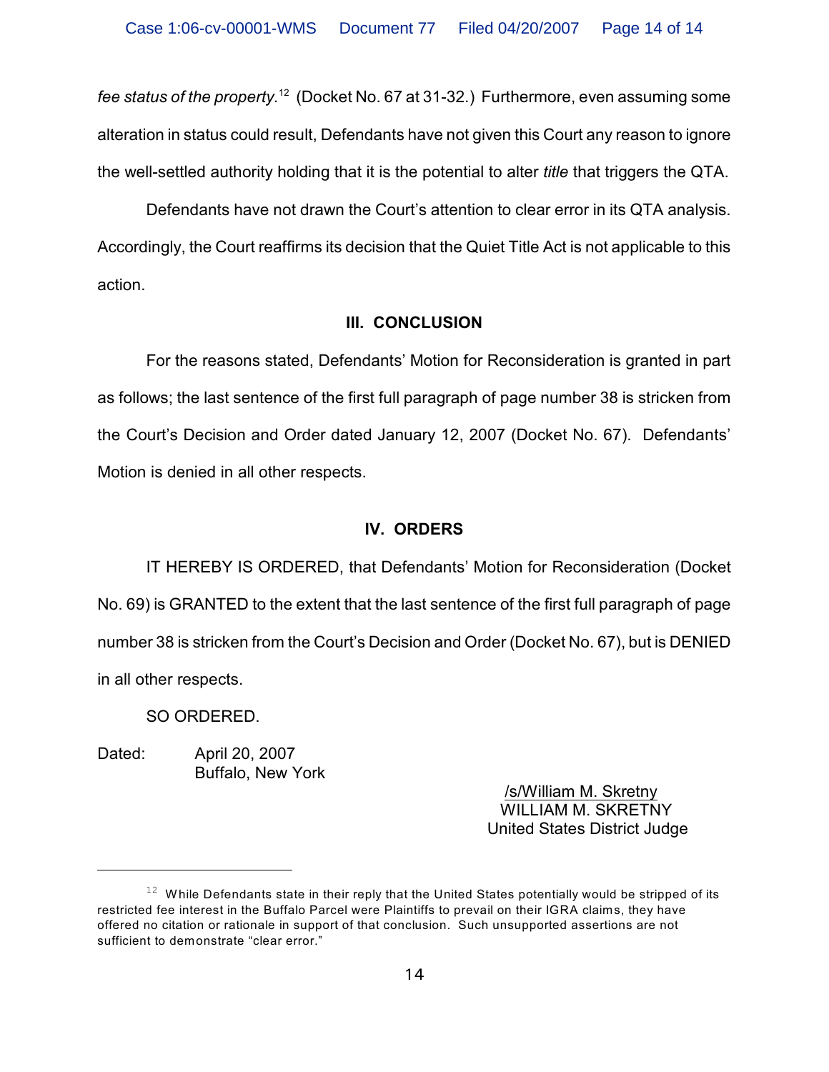*fee status of the property.*[12] (Docket No. 67 at 31-32.) Furthermore, even assuming some alteration in status could result, Defendants have not given this Court any reason to ignore the well-settled authority holding that it is the potential to alter *title* that triggers the QTA.

Defendants have not drawn the Court's attention to clear error in its QTA analysis. Accordingly, the Court reaffirms its decision that the Quiet Title Act is not applicable to this action.

## III. CONCLUSION

For the reasons stated, Defendants' Motion for Reconsideration is granted in part as follows; the last sentence of the first full paragraph of page number 38 is stricken from the Court's Decision and Order dated January 12, 2007 (Docket No. 67). Defendants' Motion is denied in all other respects.

## IV. ORDERS

IT HEREBY IS ORDERED, that Defendants' Motion for Reconsideration (Docket No. 69) is GRANTED to the extent that the last sentence of the first full paragraph of page number 38 is stricken from the Court's Decision and Order (Docket No. 67), but is DENIED in all other respects.

SO ORDERED.

Dated: April 20, 2007
Buffalo, New York

/s/William M. Skretny
WILLIAM M. SKRETNY
United States District Judge

---

[12] While Defendants state in their reply that the United States potentially would be stripped of its restricted fee interest in the Buffalo Parcel were Plaintiffs to prevail on their IGRA claims, they have offered no citation or rationale in support of that conclusion. Such unsupported assertions are not sufficient to demonstrate "clear error."